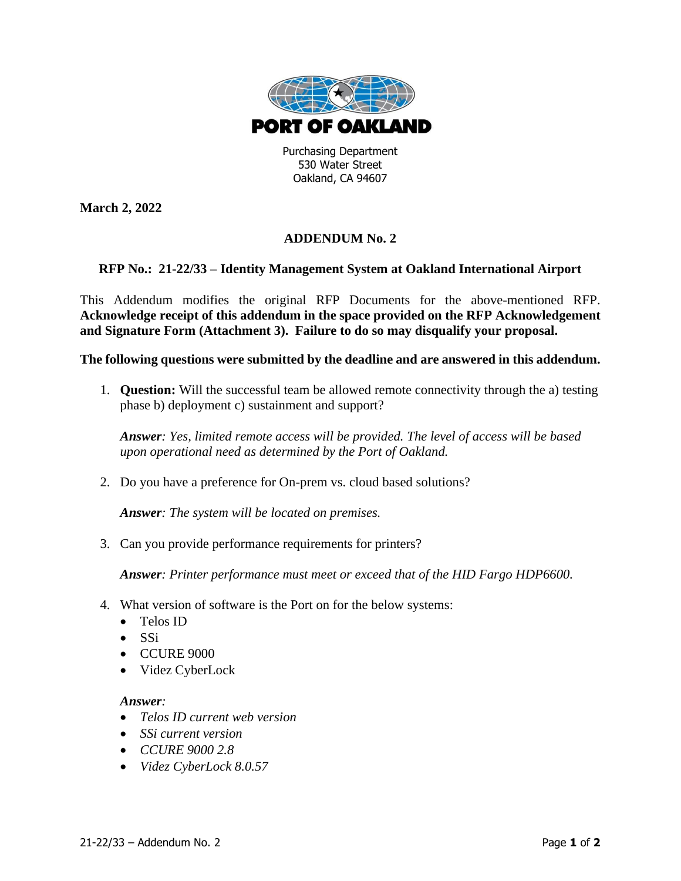# PORT OF OAKLAND

Purchasing Department
530 Water Street
Oakland, CA 94607

**March 2, 2022**

## ADDENDUM No. 2

### RFP No.: 21-22/33 – Identity Management System at Oakland International Airport

This Addendum modifies the original RFP Documents for the above-mentioned RFP. **Acknowledge receipt of this addendum in the space provided on the RFP Acknowledgement and Signature Form (Attachment 3). Failure to do so may disqualify your proposal.**

**The following questions were submitted by the deadline and are answered in this addendum.**

1. **Question:** Will the successful team be allowed remote connectivity through the a) testing phase b) deployment c) sustainment and support?

   ***Answer**: Yes, limited remote access will be provided. The level of access will be based upon operational need as determined by the Port of Oakland.*

2. Do you have a preference for On-prem vs. cloud based solutions?

   ***Answer**: The system will be located on premises.*

3. Can you provide performance requirements for printers?

   ***Answer**: Printer performance must meet or exceed that of the HID Fargo HDP6600.*

4. What version of software is the Port on for the below systems:
   - Telos ID
   - SSi
   - CCURE 9000
   - Videz CyberLock

   ***Answer**:*
   - *Telos ID current web version*
   - *SSi current version*
   - *CCURE 9000 2.8*
   - *Videz CyberLock 8.0.57*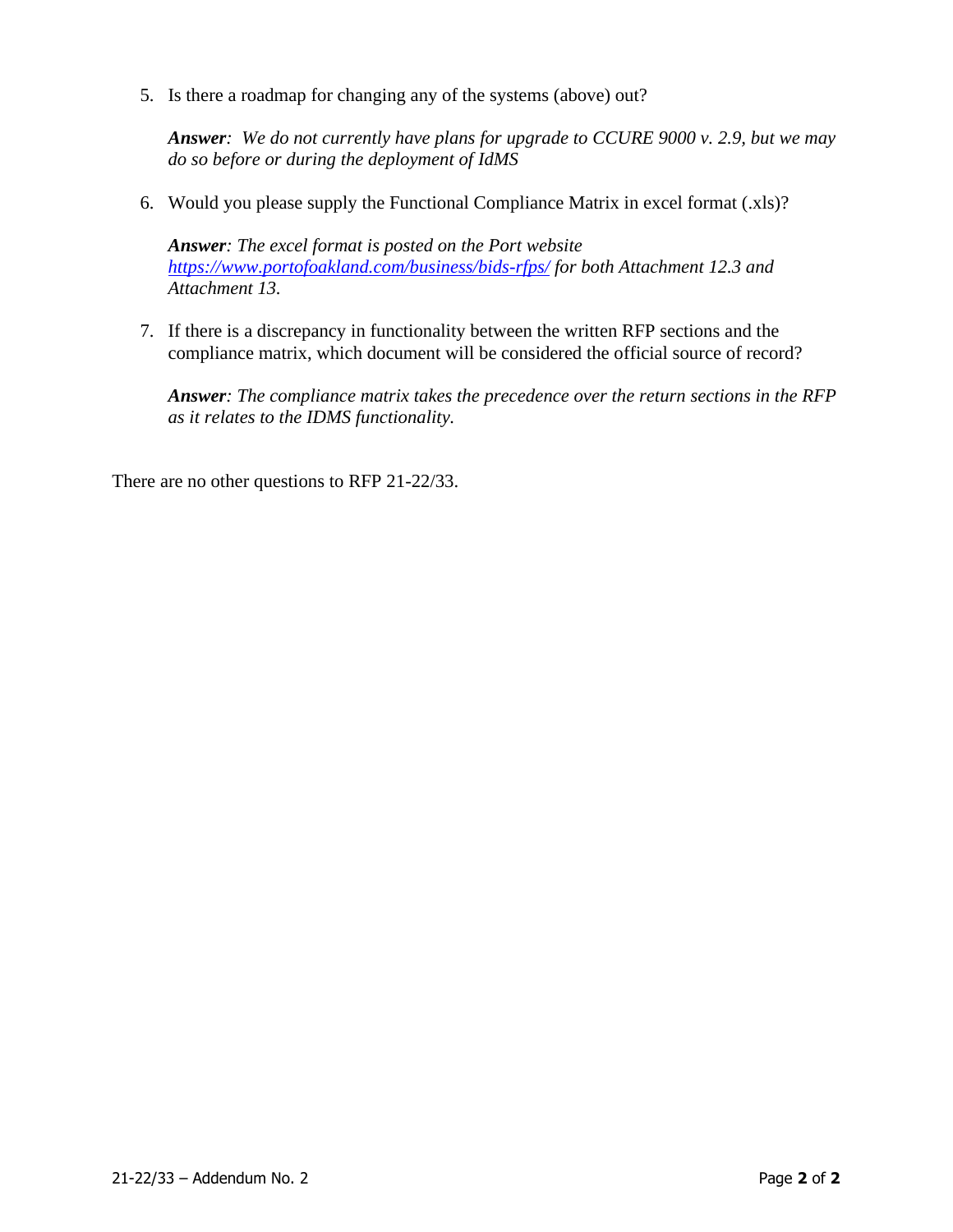5. Is there a roadmap for changing any of the systems (above) out?

   ***Answer**: We do not currently have plans for upgrade to CCURE 9000 v. 2.9, but we may do so before or during the deployment of IdMS*

6. Would you please supply the Functional Compliance Matrix in excel format (.xls)?

   ***Answer**: The excel format is posted on the Port website [https://www.portofoakland.com/business/bids-rfps/](https://www.portofoakland.com/business/bids-rfps/) for both Attachment 12.3 and Attachment 13.*

7. If there is a discrepancy in functionality between the written RFP sections and the compliance matrix, which document will be considered the official source of record?

   ***Answer**: The compliance matrix takes the precedence over the return sections in the RFP as it relates to the IDMS functionality.*

There are no other questions to RFP 21-22/33.